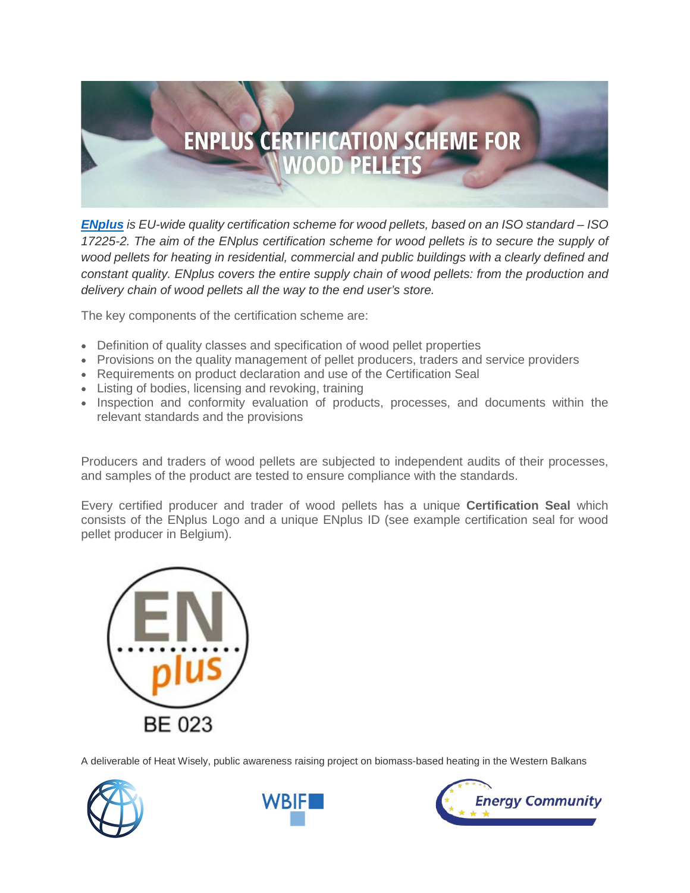# ENPLUS CERTIFICATION SCHEME FOR WOOD PELLETS

***ENplus** is EU-wide quality certification scheme for wood pellets, based on an ISO standard – ISO 17225-2. The aim of the ENplus certification scheme for wood pellets is to secure the supply of wood pellets for heating in residential, commercial and public buildings with a clearly defined and constant quality. ENplus covers the entire supply chain of wood pellets: from the production and delivery chain of wood pellets all the way to the end user's store.*

The key components of the certification scheme are:

- Definition of quality classes and specification of wood pellet properties
- Provisions on the quality management of pellet producers, traders and service providers
- Requirements on product declaration and use of the Certification Seal
- Listing of bodies, licensing and revoking, training
- Inspection and conformity evaluation of products, processes, and documents within the relevant standards and the provisions

Producers and traders of wood pellets are subjected to independent audits of their processes, and samples of the product are tested to ensure compliance with the standards.

Every certified producer and trader of wood pellets has a unique **Certification Seal** which consists of the ENplus Logo and a unique ENplus ID (see example certification seal for wood pellet producer in Belgium).

EN plus

BE 023

A deliverable of Heat Wisely, public awareness raising project on biomass-based heating in the Western Balkans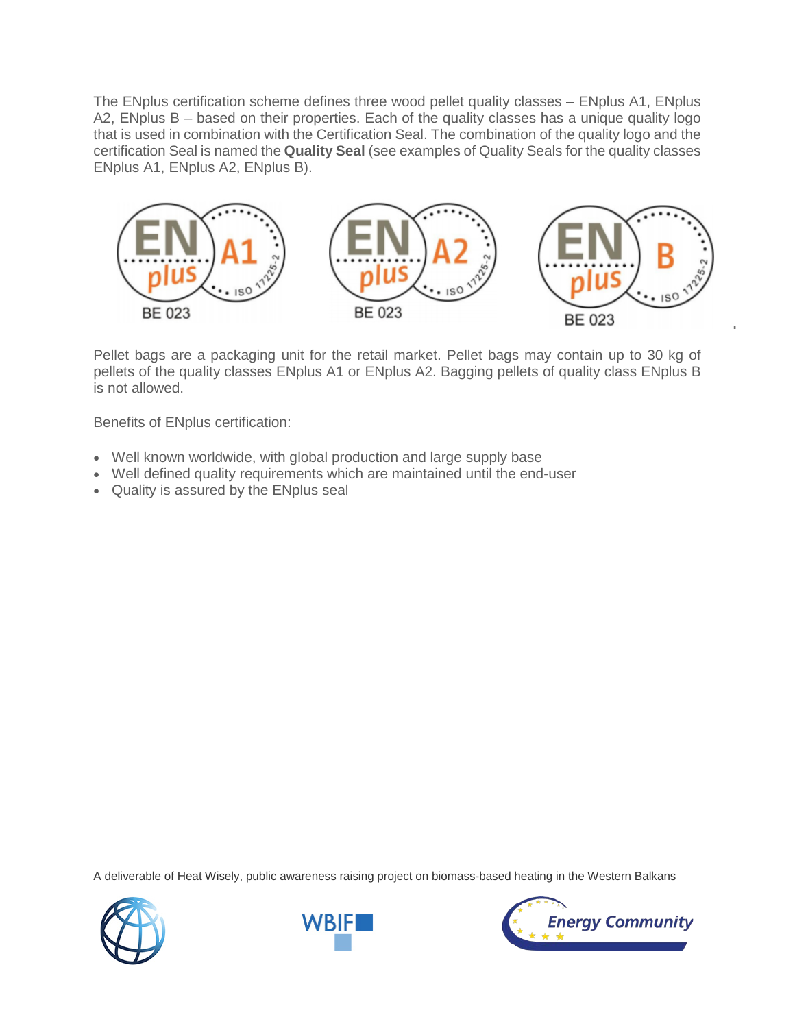The ENplus certification scheme defines three wood pellet quality classes – ENplus A1, ENplus A2, ENplus B – based on their properties. Each of the quality classes has a unique quality logo that is used in combination with the Certification Seal. The combination of the quality logo and the certification Seal is named the **Quality Seal** (see examples of Quality Seals for the quality classes ENplus A1, ENplus A2, ENplus B).

Pellet bags are a packaging unit for the retail market. Pellet bags may contain up to 30 kg of pellets of the quality classes ENplus A1 or ENplus A2. Bagging pellets of quality class ENplus B is not allowed.

Benefits of ENplus certification:

- Well known worldwide, with global production and large supply base
- Well defined quality requirements which are maintained until the end-user
- Quality is assured by the ENplus seal